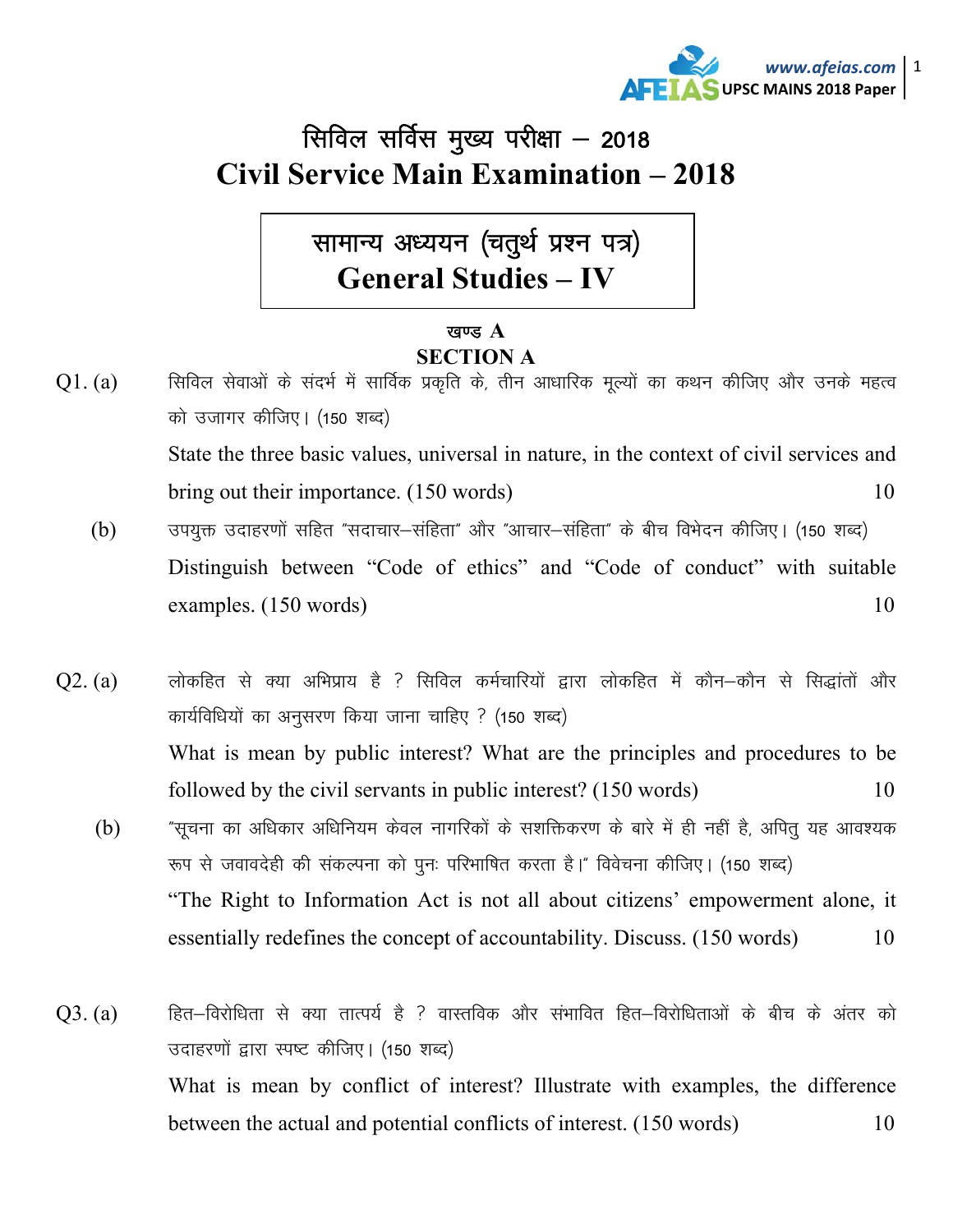# सिविल सर्विस मुख्य परीक्षा – 2018
# Civil Service Main Examination – 2018

## सामान्य अध्ययन (चतुर्थ प्रश्न पत्र)
## General Studies – IV

### खण्ड A
### SECTION A

**Q1. (a)** सिविल सेवाओं के संदर्भ में सार्विक प्रकृति के, तीन आधारिक मूल्यों का कथन कीजिए और उनके महत्व को उजागर कीजिए। (150 शब्द)

State the three basic values, universal in nature, in the context of civil services and bring out their importance. (150 words) 10

**(b)** उपयुक्त उदाहरणों सहित "सदाचार–संहिता" और "आचार–संहिता" के बीच विभेदन कीजिए। (150 शब्द)

Distinguish between "Code of ethics" and "Code of conduct" with suitable examples. (150 words) 10

**Q2. (a)** लोकहित से क्या अभिप्राय है ? सिविल कर्मचारियों द्वारा लोकहित में कौन–कौन से सिद्धांतों और कार्यविधियों का अनुसरण किया जाना चाहिए ? (150 शब्द)

What is mean by public interest? What are the principles and procedures to be followed by the civil servants in public interest? (150 words) 10

**(b)** "सूचना का अधिकार अधिनियम केवल नागरिकों के सशक्तिकरण के बारे में ही नहीं है, अपितु यह आवश्यक रूप से जवावदेही की संकल्पना को पुनः परिभाषित करता है।" विवेचना कीजिए। (150 शब्द)

"The Right to Information Act is not all about citizens' empowerment alone, it essentially redefines the concept of accountability. Discuss. (150 words) 10

**Q3. (a)** हित–विरोधिता से क्या तात्पर्य है ? वास्तविक और संभावित हित–विरोधिताओं के बीच के अंतर को उदाहरणों द्वारा स्पष्ट कीजिए। (150 शब्द)

What is mean by conflict of interest? Illustrate with examples, the difference between the actual and potential conflicts of interest. (150 words) 10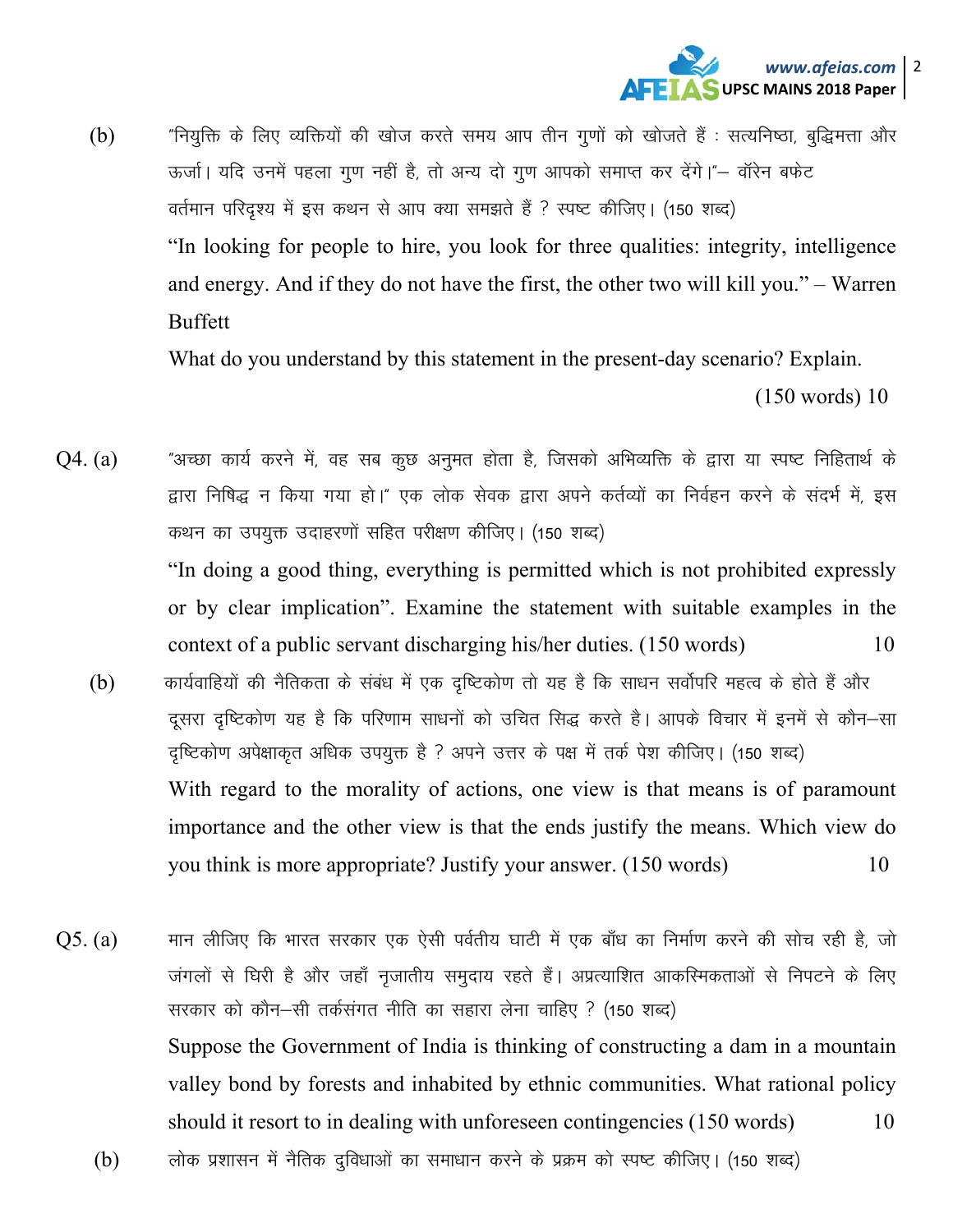(b) "नियुक्ति के लिए व्यक्तियों की खोज करते समय आप तीन गुणों को खोजते हैं : सत्यनिष्ठा, बुद्धिमत्ता और ऊर्जा। यदि उनमें पहला गुण नहीं है, तो अन्य दो गुण आपको समाप्त कर देंगे।"– वॉरेन बफेट

वर्तमान परिदृश्य में इस कथन से आप क्या समझते हैं ? स्पष्ट कीजिए। (150 शब्द)

"In looking for people to hire, you look for three qualities: integrity, intelligence and energy. And if they do not have the first, the other two will kill you." – Warren Buffett

What do you understand by this statement in the present-day scenario? Explain. (150 words) 10

Q4. (a) "अच्छा कार्य करने में, वह सब कुछ अनुमत होता है, जिसको अभिव्यक्ति के द्वारा या स्पष्ट निहितार्थ के द्वारा निषिद्ध न किया गया हो।" एक लोक सेवक द्वारा अपने कर्तव्यों का निर्वहन करने के संदर्भ में, इस कथन का उपयुक्त उदाहरणों सहित परीक्षण कीजिए। (150 शब्द)

"In doing a good thing, everything is permitted which is not prohibited expressly or by clear implication". Examine the statement with suitable examples in the context of a public servant discharging his/her duties. (150 words) 10

(b) कार्यवाहियों की नैतिकता के संबंध में एक दृष्टिकोण तो यह है कि साधन सर्वोपरि महत्व के होते हैं और दूसरा दृष्टिकोण यह है कि परिणाम साधनों को उचित सिद्ध करते है। आपके विचार में इनमें से कौन–सा दृष्टिकोण अपेक्षाकृत अधिक उपयुक्त है ? अपने उत्तर के पक्ष में तर्क पेश कीजिए। (150 शब्द)

With regard to the morality of actions, one view is that means is of paramount importance and the other view is that the ends justify the means. Which view do you think is more appropriate? Justify your answer. (150 words) 10

Q5. (a) मान लीजिए कि भारत सरकार एक ऐसी पर्वतीय घाटी में एक बाँध का निर्माण करने की सोच रही है, जो जंगलों से घिरी है और जहाँ नृजातीय समुदाय रहते हैं। अप्रत्याशित आकस्मिकताओं से निपटने के लिए सरकार को कौन–सी तर्कसंगत नीति का सहारा लेना चाहिए ? (150 शब्द)

Suppose the Government of India is thinking of constructing a dam in a mountain valley bond by forests and inhabited by ethnic communities. What rational policy should it resort to in dealing with unforeseen contingencies (150 words) 10

(b) लोक प्रशासन में नैतिक दुविधाओं का समाधान करने के प्रक्रम को स्पष्ट कीजिए। (150 शब्द)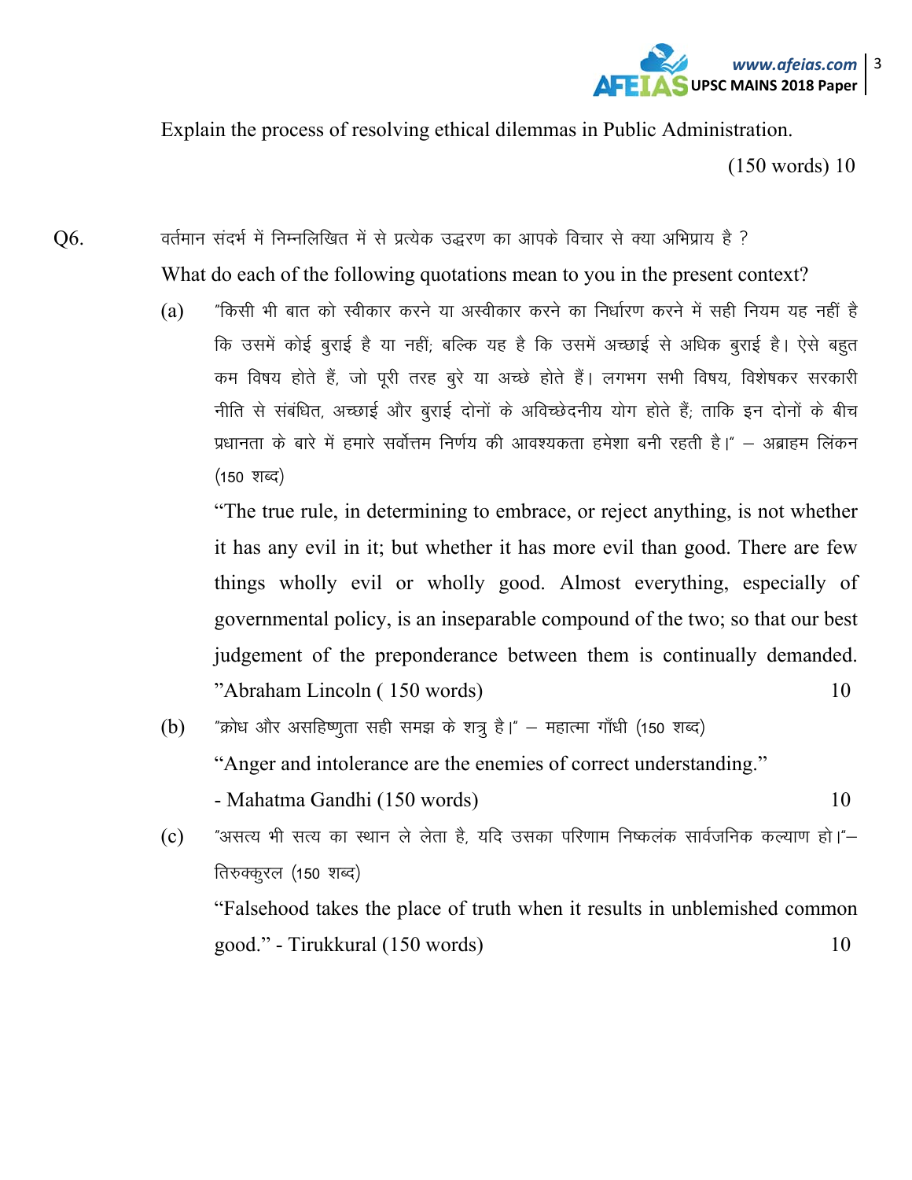Explain the process of resolving ethical dilemmas in Public Administration.

(150 words) 10

Q6. वर्तमान संदर्भ में निम्नलिखित में से प्रत्येक उद्धरण का आपके विचार से क्या अभिप्राय है ?

What do each of the following quotations mean to you in the present context?

(a) "किसी भी बात को स्वीकार करने या अस्वीकार करने का निर्धारण करने में सही नियम यह नहीं है कि उसमें कोई बुराई है या नहीं; बल्कि यह है कि उसमें अच्छाई से अधिक बुराई है। ऐसे बहुत कम विषय होते हैं, जो पूरी तरह बुरे या अच्छे होते हैं। लगभग सभी विषय, विशेषकर सरकारी नीति से संबंधित, अच्छाई और बुराई दोनों के अविच्छेदनीय योग होते हैं; ताकि इन दोनों के बीच प्रधानता के बारे में हमारे सर्वोत्तम निर्णय की आवश्यकता हमेशा बनी रहती है।" – अब्राहम लिंकन (150 शब्द)

"The true rule, in determining to embrace, or reject anything, is not whether it has any evil in it; but whether it has more evil than good. There are few things wholly evil or wholly good. Almost everything, especially of governmental policy, is an inseparable compound of the two; so that our best judgement of the preponderance between them is continually demanded. "Abraham Lincoln ( 150 words) 10

(b) "क्रोध और असहिष्णुता सही समझ के शत्रु है।" – महात्मा गाँधी (150 शब्द)

"Anger and intolerance are the enemies of correct understanding."

- Mahatma Gandhi (150 words) 10

(c) "असत्य भी सत्य का स्थान ले लेता है, यदि उसका परिणाम निष्कलंक सार्वजनिक कल्याण हो।"– तिरुक्कुरल (150 शब्द)

"Falsehood takes the place of truth when it results in unblemished common good." - Tirukkural (150 words) 10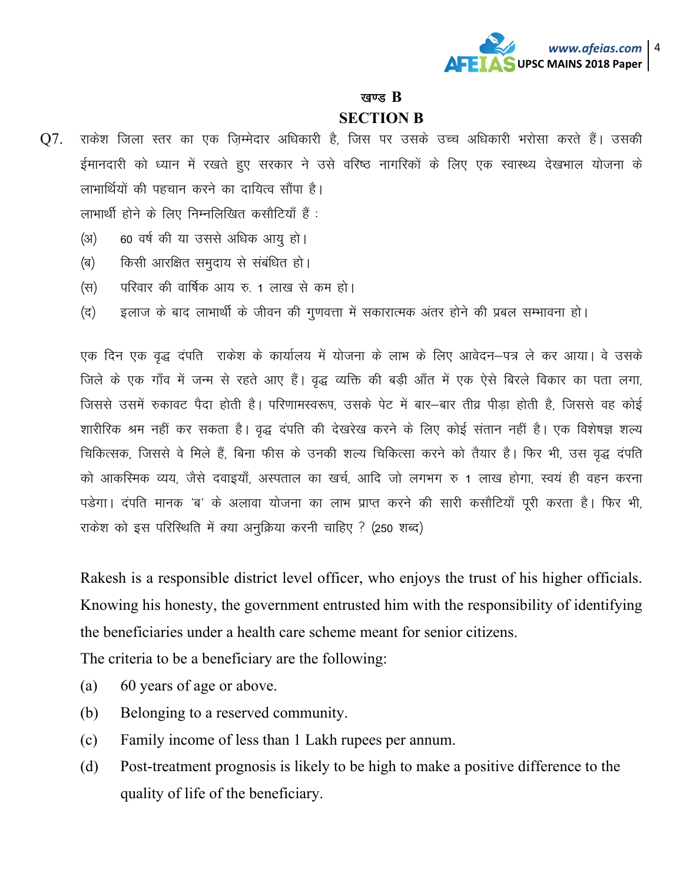## खण्ड B

## SECTION B

Q7. राकेश जिला स्तर का एक ज़िम्मेदार अधिकारी है, जिस पर उसके उच्च अधिकारी भरोसा करते हैं। उसकी ईमानदारी को ध्यान में रखते हुए सरकार ने उसे वरिष्ठ नागरिकों के लिए एक स्वास्थ्य देखभाल योजना के लाभार्थियों की पहचान करने का दायित्व सौंपा है।

लाभार्थी होने के लिए निम्नलिखित कसौटियाँ हैं :

(अ) 60 वर्ष की या उससे अधिक आयु हो।

(ब) किसी आरक्षित समुदाय से संबंधित हो।

(स) परिवार की वार्षिक आय रु. 1 लाख से कम हो।

(द) इलाज के बाद लाभार्थी के जीवन की गुणवत्ता में सकारात्मक अंतर होने की प्रबल सम्भावना हो।

एक दिन एक वृद्ध दंपति राकेश के कार्यालय में योजना के लाभ के लिए आवेदन–पत्र ले कर आया। वे उसके जिले के एक गाँव में जन्म से रहते आए हैं। वृद्ध व्यक्ति की बड़ी आँत में एक ऐसे बिरले विकार का पता लगा, जिससे उसमें रुकावट पैदा होती है। परिणामस्वरूप, उसके पेट में बार–बार तीव्र पीड़ा होती है, जिससे वह कोई शारीरिक श्रम नहीं कर सकता है। वृद्ध दंपति की देखरेख करने के लिए कोई संतान नहीं है। एक विशेषज्ञ शल्य चिकित्सक, जिससे वे मिले हैं, बिना फीस के उनकी शल्य चिकित्सा करने को तैयार है। फिर भी, उस वृद्ध दंपति को आकस्मिक व्यय, जैसे दवाइयाँ, अस्पताल का खर्च, आदि जो लगभग रु 1 लाख होगा, स्वयं ही वहन करना पड़ेगा। दंपति मानक 'ब' के अलावा योजना का लाभ प्राप्त करने की सारी कसौटियाँ पूरी करता है। फिर भी, राकेश को इस परिस्थिति में क्या अनुक्रिया करनी चाहिए ? (250 शब्द)

Rakesh is a responsible district level officer, who enjoys the trust of his higher officials. Knowing his honesty, the government entrusted him with the responsibility of identifying the beneficiaries under a health care scheme meant for senior citizens.

The criteria to be a beneficiary are the following:

(a) 60 years of age or above.

(b) Belonging to a reserved community.

(c) Family income of less than 1 Lakh rupees per annum.

(d) Post-treatment prognosis is likely to be high to make a positive difference to the quality of life of the beneficiary.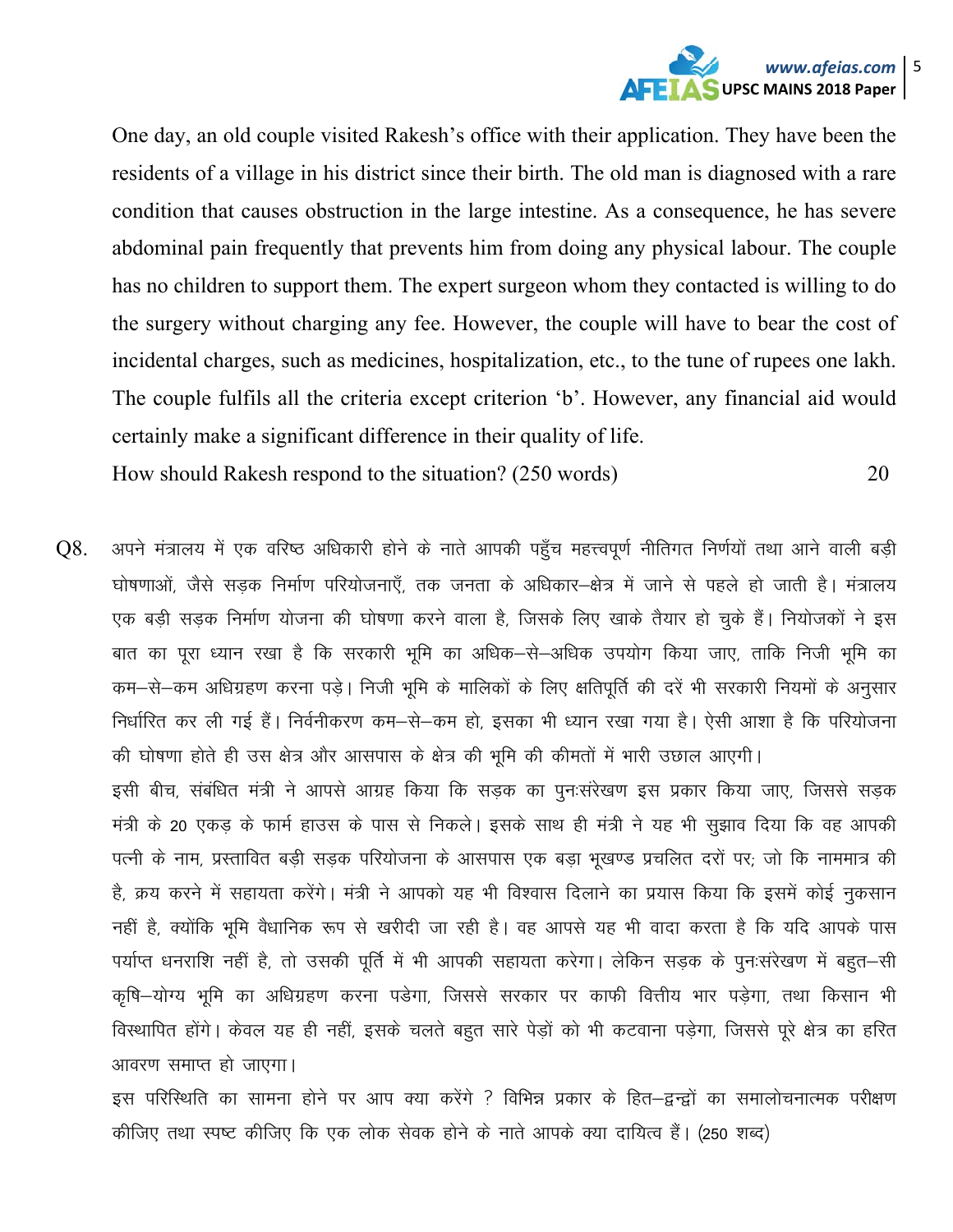One day, an old couple visited Rakesh's office with their application. They have been the residents of a village in his district since their birth. The old man is diagnosed with a rare condition that causes obstruction in the large intestine. As a consequence, he has severe abdominal pain frequently that prevents him from doing any physical labour. The couple has no children to support them. The expert surgeon whom they contacted is willing to do the surgery without charging any fee. However, the couple will have to bear the cost of incidental charges, such as medicines, hospitalization, etc., to the tune of rupees one lakh. The couple fulfils all the criteria except criterion 'b'. However, any financial aid would certainly make a significant difference in their quality of life.

How should Rakesh respond to the situation? (250 words) 20

Q8. अपने मंत्रालय में एक वरिष्ठ अधिकारी होने के नाते आपकी पहुँच महत्त्वपूर्ण नीतिगत निर्णयों तथा आने वाली बड़ी घोषणाओं, जैसे सड़क निर्माण परियोजनाएँ, तक जनता के अधिकार–क्षेत्र में जाने से पहले हो जाती है। मंत्रालय एक बड़ी सड़क निर्माण योजना की घोषणा करने वाला है, जिसके लिए खाके तैयार हो चुके हैं। नियोजकों ने इस बात का पूरा ध्यान रखा है कि सरकारी भूमि का अधिक–से–अधिक उपयोग किया जाए, ताकि निजी भूमि का कम–से–कम अधिग्रहण करना पड़े। निजी भूमि के मालिकों के लिए क्षतिपूर्ति की दरें भी सरकारी नियमों के अनुसार निर्धारित कर ली गई हैं। निर्वनीकरण कम–से–कम हो, इसका भी ध्यान रखा गया है। ऐसी आशा है कि परियोजना की घोषणा होते ही उस क्षेत्र और आसपास के क्षेत्र की भूमि की कीमतों में भारी उछाल आएगी।

इसी बीच, संबंधित मंत्री ने आपसे आग्रह किया कि सड़क का पुनःसंरेखण इस प्रकार किया जाए, जिससे सड़क मंत्री के 20 एकड़ के फार्म हाउस के पास से निकले। इसके साथ ही मंत्री ने यह भी सुझाव दिया कि वह आपकी पत्नी के नाम, प्रस्तावित बड़ी सड़क परियोजना के आसपास एक बड़ा भूखण्ड प्रचलित दरों पर; जो कि नाममात्र की है, क्रय करने में सहायता करेंगे। मंत्री ने आपको यह भी विश्वास दिलाने का प्रयास किया कि इसमें कोई नुकसान नहीं है, क्योंकि भूमि वैधानिक रूप से खरीदी जा रही है। वह आपसे यह भी वादा करता है कि यदि आपके पास पर्याप्त धनराशि नहीं है, तो उसकी पूर्ति में भी आपकी सहायता करेगा। लेकिन सड़क के पुनःसंरेखण में बहुत–सी कृषि–योग्य भूमि का अधिग्रहण करना पडेगा, जिससे सरकार पर काफी वित्तीय भार पड़ेगा, तथा किसान भी विस्थापित होंगे। केवल यह ही नहीं, इसके चलते बहुत सारे पेड़ों को भी कटवाना पड़ेगा, जिससे पूरे क्षेत्र का हरित आवरण समाप्त हो जाएगा।

इस परिस्थिति का सामना होने पर आप क्या करेंगे ? विभिन्न प्रकार के हित–द्वन्द्वों का समालोचनात्मक परीक्षण कीजिए तथा स्पष्ट कीजिए कि एक लोक सेवक होने के नाते आपके क्या दायित्व हैं। (250 शब्द)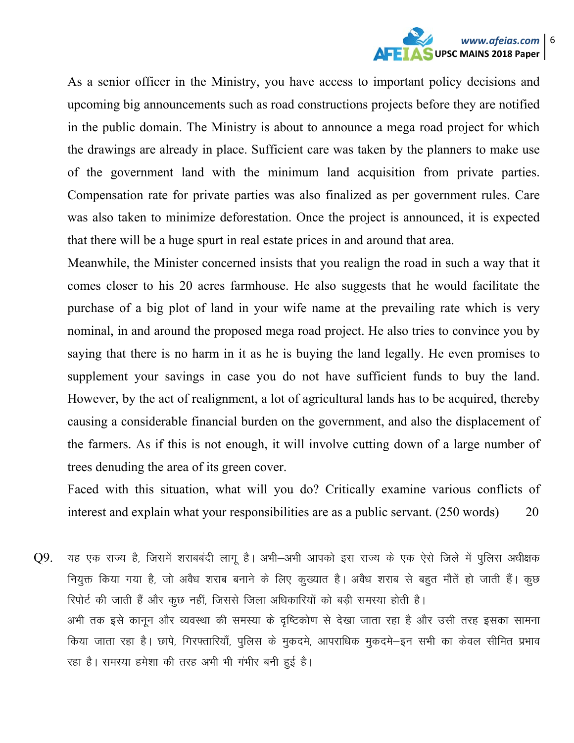As a senior officer in the Ministry, you have access to important policy decisions and upcoming big announcements such as road constructions projects before they are notified in the public domain. The Ministry is about to announce a mega road project for which the drawings are already in place. Sufficient care was taken by the planners to make use of the government land with the minimum land acquisition from private parties. Compensation rate for private parties was also finalized as per government rules. Care was also taken to minimize deforestation. Once the project is announced, it is expected that there will be a huge spurt in real estate prices in and around that area.

Meanwhile, the Minister concerned insists that you realign the road in such a way that it comes closer to his 20 acres farmhouse. He also suggests that he would facilitate the purchase of a big plot of land in your wife name at the prevailing rate which is very nominal, in and around the proposed mega road project. He also tries to convince you by saying that there is no harm in it as he is buying the land legally. He even promises to supplement your savings in case you do not have sufficient funds to buy the land. However, by the act of realignment, a lot of agricultural lands has to be acquired, thereby causing a considerable financial burden on the government, and also the displacement of the farmers. As if this is not enough, it will involve cutting down of a large number of trees denuding the area of its green cover.

Faced with this situation, what will you do? Critically examine various conflicts of interest and explain what your responsibilities are as a public servant. (250 words) 20

Q9. यह एक राज्य है, जिसमें शराबबंदी लागू है। अभी–अभी आपको इस राज्य के एक ऐसे जिले में पुलिस अधीक्षक नियुक्त किया गया है, जो अवैध शराब बनाने के लिए कुख्यात है। अवैध शराब से बहुत मौतें हो जाती हैं। कुछ रिपोर्ट की जाती हैं और कुछ नहीं, जिससे जिला अधिकारियों को बड़ी समस्या होती है।

अभी तक इसे कानून और व्यवस्था की समस्या के दृष्टिकोण से देखा जाता रहा है और उसी तरह इसका सामना किया जाता रहा है। छापे, गिरफ्तारियाँ, पुलिस के मुकदमे, आपराधिक मुकदमे–इन सभी का केवल सीमित प्रभाव रहा है। समस्या हमेशा की तरह अभी भी गंभीर बनी हुई है।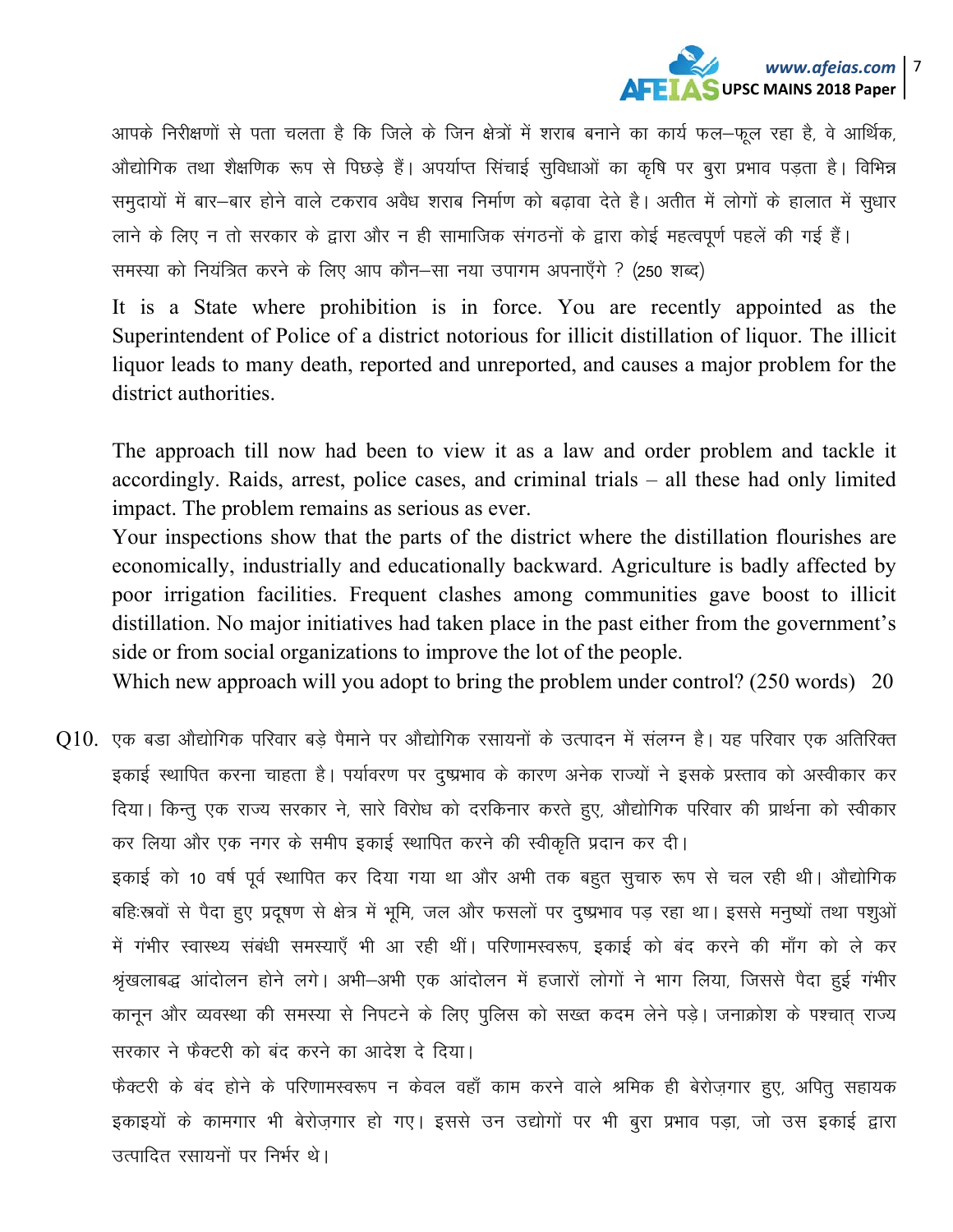आपके निरीक्षणों से पता चलता है कि जिले के जिन क्षेत्रों में शराब बनाने का कार्य फल–फूल रहा है, वे आर्थिक, औद्योगिक तथा शैक्षणिक रूप से पिछड़े हैं। अपर्याप्त सिंचाई सुविधाओं का कृषि पर बुरा प्रभाव पड़ता है। विभिन्न समुदायों में बार–बार होने वाले टकराव अवैध शराब निर्माण को बढ़ावा देते है। अतीत में लोगों के हालात में सुधार लाने के लिए न तो सरकार के द्वारा और न ही सामाजिक संगठनों के द्वारा कोई महत्वपूर्ण पहलें की गई हैं।

समस्या को नियंत्रित करने के लिए आप कौन–सा नया उपागम अपनाएँगे ? (250 शब्द)

It is a State where prohibition is in force. You are recently appointed as the Superintendent of Police of a district notorious for illicit distillation of liquor. The illicit liquor leads to many death, reported and unreported, and causes a major problem for the district authorities.

The approach till now had been to view it as a law and order problem and tackle it accordingly. Raids, arrest, police cases, and criminal trials – all these had only limited impact. The problem remains as serious as ever.

Your inspections show that the parts of the district where the distillation flourishes are economically, industrially and educationally backward. Agriculture is badly affected by poor irrigation facilities. Frequent clashes among communities gave boost to illicit distillation. No major initiatives had taken place in the past either from the government's side or from social organizations to improve the lot of the people.

Which new approach will you adopt to bring the problem under control? (250 words) 20

Q10. एक बडा औद्योगिक परिवार बड़े पैमाने पर औद्योगिक रसायनों के उत्पादन में संलग्न है। यह परिवार एक अतिरिक्त इकाई स्थापित करना चाहता है। पर्यावरण पर दुष्प्रभाव के कारण अनेक राज्यों ने इसके प्रस्ताव को अस्वीकार कर दिया। किन्तु एक राज्य सरकार ने, सारे विरोध को दरकिनार करते हुए, औद्योगिक परिवार की प्रार्थना को स्वीकार कर लिया और एक नगर के समीप इकाई स्थापित करने की स्वीकृति प्रदान कर दी।

इकाई को 10 वर्ष पूर्व स्थापित कर दिया गया था और अभी तक बहुत सुचारु रूप से चल रही थी। औद्योगिक बहिःस्त्रवों से पैदा हुए प्रदूषण से क्षेत्र में भूमि, जल और फसलों पर दुष्प्रभाव पड़ रहा था। इससे मनुष्यों तथा पशुओं में गंभीर स्वास्थ्य संबंधी समस्याएँ भी आ रही थीं। परिणामस्वरूप, इकाई को बंद करने की माँग को ले कर श्रृंखलाबद्ध आंदोलन होने लगे। अभी–अभी एक आंदोलन में हजारों लोगों ने भाग लिया, जिससे पैदा हुई गंभीर कानून और व्यवस्था की समस्या से निपटने के लिए पुलिस को सख्त कदम लेने पड़े। जनाक्रोश के पश्चात् राज्य सरकार ने फैक्टरी को बंद करने का आदेश दे दिया।

फैक्टरी के बंद होने के परिणामस्वरूप न केवल वहाँ काम करने वाले श्रमिक ही बेरोज़गार हुए, अपितु सहायक इकाइयों के कामगार भी बेरोज़गार हो गए। इससे उन उद्योगों पर भी बुरा प्रभाव पड़ा, जो उस इकाई द्वारा उत्पादित रसायनों पर निर्भर थे।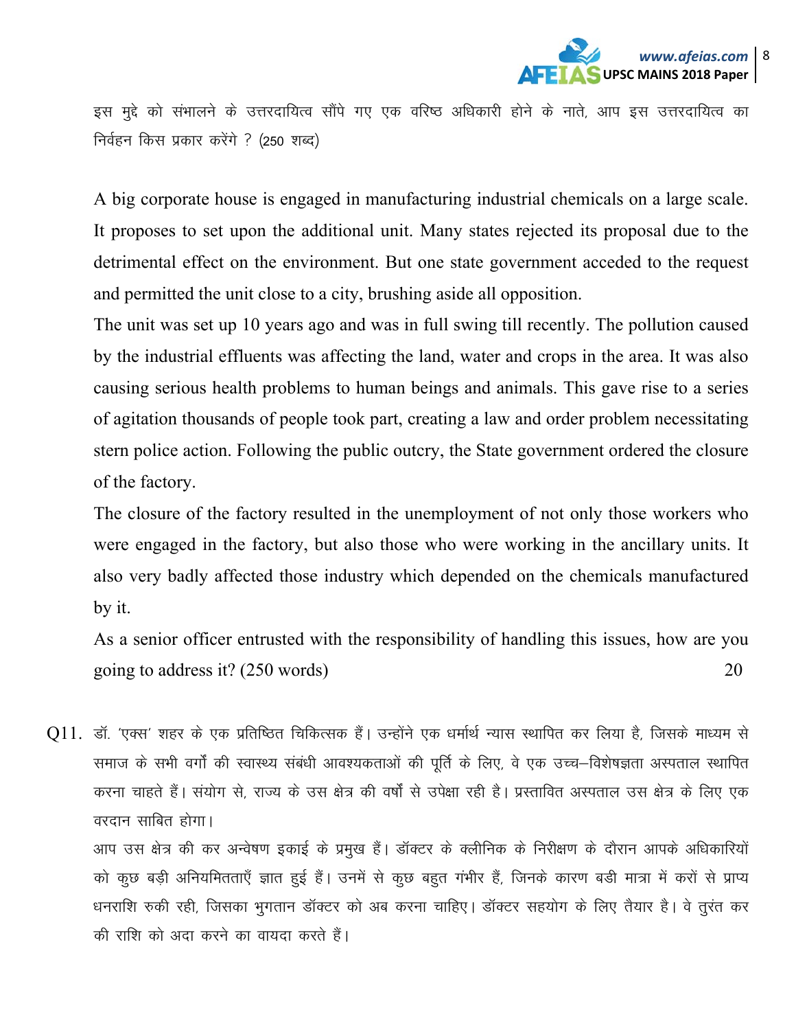इस मुद्दे को संभालने के उत्तरदायित्व सौंपे गए एक वरिष्ठ अधिकारी होने के नाते, आप इस उत्तरदायित्व का निर्वहन किस प्रकार करेंगे ? (250 शब्द)

A big corporate house is engaged in manufacturing industrial chemicals on a large scale. It proposes to set upon the additional unit. Many states rejected its proposal due to the detrimental effect on the environment. But one state government acceded to the request and permitted the unit close to a city, brushing aside all opposition.

The unit was set up 10 years ago and was in full swing till recently. The pollution caused by the industrial effluents was affecting the land, water and crops in the area. It was also causing serious health problems to human beings and animals. This gave rise to a series of agitation thousands of people took part, creating a law and order problem necessitating stern police action. Following the public outcry, the State government ordered the closure of the factory.

The closure of the factory resulted in the unemployment of not only those workers who were engaged in the factory, but also those who were working in the ancillary units. It also very badly affected those industry which depended on the chemicals manufactured by it.

As a senior officer entrusted with the responsibility of handling this issues, how are you going to address it? (250 words) 20

Q11. डॉ. 'एक्स' शहर के एक प्रतिष्ठित चिकित्सक हैं। उन्होंने एक धर्मार्थ न्यास स्थापित कर लिया है, जिसके माध्यम से समाज के सभी वर्गों की स्वास्थ्य संबंधी आवश्यकताओं की पूर्ति के लिए, वे एक उच्च–विशेषज्ञता अस्पताल स्थापित करना चाहते हैं। संयोग से, राज्य के उस क्षेत्र की वर्षों से उपेक्षा रही है। प्रस्तावित अस्पताल उस क्षेत्र के लिए एक वरदान साबित होगा।

आप उस क्षेत्र की कर अन्वेषण इकाई के प्रमुख हैं। डॉक्टर के क्लीनिक के निरीक्षण के दौरान आपके अधिकारियों को कुछ बड़ी अनियमितताएँ ज्ञात हुई हैं। उनमें से कुछ बहुत गंभीर हैं, जिनके कारण बडी मात्रा में करों से प्राप्य धनराशि रुकी रही, जिसका भुगतान डॉक्टर को अब करना चाहिए। डॉक्टर सहयोग के लिए तैयार है। वे तुरंत कर की राशि को अदा करने का वायदा करते हैं।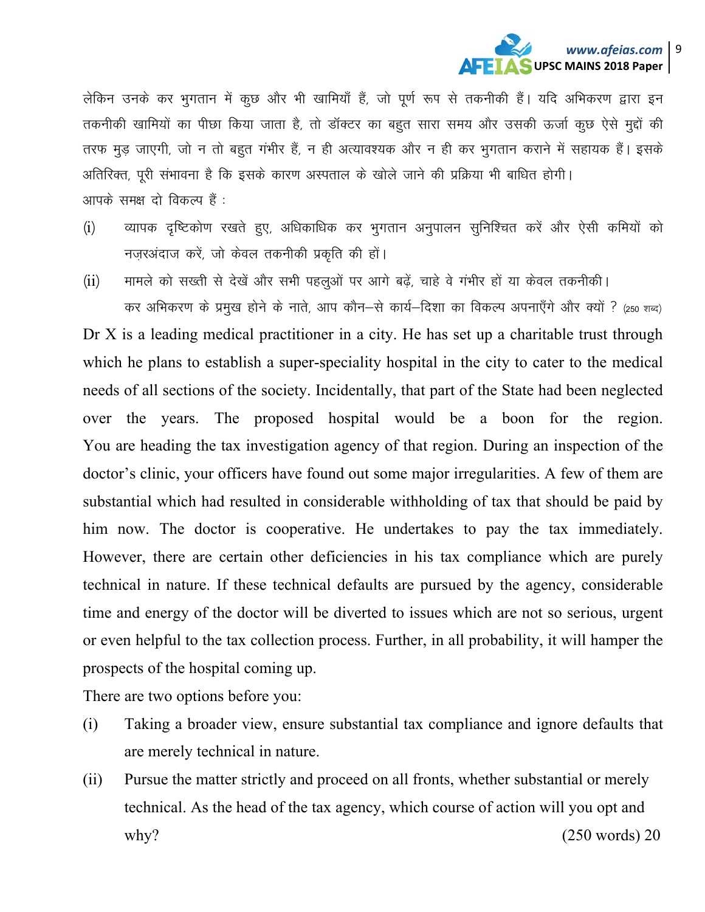लेकिन उनके कर भुगतान में कुछ और भी खामियाँ हैं, जो पूर्ण रूप से तकनीकी हैं। यदि अभिकरण द्वारा इन तकनीकी खामियों का पीछा किया जाता है, तो डॉक्टर का बहुत सारा समय और उसकी ऊर्जा कुछ ऐसे मुद्दों की तरफ मुड़ जाएगी, जो न तो बहुत गंभीर हैं, न ही अत्यावश्यक और न ही कर भुगतान कराने में सहायक हैं। इसके अतिरिक्त, पूरी संभावना है कि इसके कारण अस्पताल के खोले जाने की प्रक्रिया भी बाधित होगी।

आपके समक्ष दो विकल्प हैं :

(i) व्यापक दृष्टिकोण रखते हुए, अधिकाधिक कर भुगतान अनुपालन सुनिश्चित करें और ऐसी कमियों को नज़रअंदाज करें, जो केवल तकनीकी प्रकृति की हों।

(ii) मामले को सख्ती से देखें और सभी पहलुओं पर आगे बढ़ें, चाहे वे गंभीर हों या केवल तकनीकी।

कर अभिकरण के प्रमुख होने के नाते, आप कौन–से कार्य–दिशा का विकल्प अपनाएँगे और क्यों ? (250 शब्द)

Dr X is a leading medical practitioner in a city. He has set up a charitable trust through which he plans to establish a super-speciality hospital in the city to cater to the medical needs of all sections of the society. Incidentally, that part of the State had been neglected over the years. The proposed hospital would be a boon for the region. You are heading the tax investigation agency of that region. During an inspection of the doctor's clinic, your officers have found out some major irregularities. A few of them are substantial which had resulted in considerable withholding of tax that should be paid by him now. The doctor is cooperative. He undertakes to pay the tax immediately. However, there are certain other deficiencies in his tax compliance which are purely technical in nature. If these technical defaults are pursued by the agency, considerable time and energy of the doctor will be diverted to issues which are not so serious, urgent or even helpful to the tax collection process. Further, in all probability, it will hamper the prospects of the hospital coming up.

There are two options before you:

(i) Taking a broader view, ensure substantial tax compliance and ignore defaults that are merely technical in nature.

(ii) Pursue the matter strictly and proceed on all fronts, whether substantial or merely technical. As the head of the tax agency, which course of action will you opt and why? (250 words) 20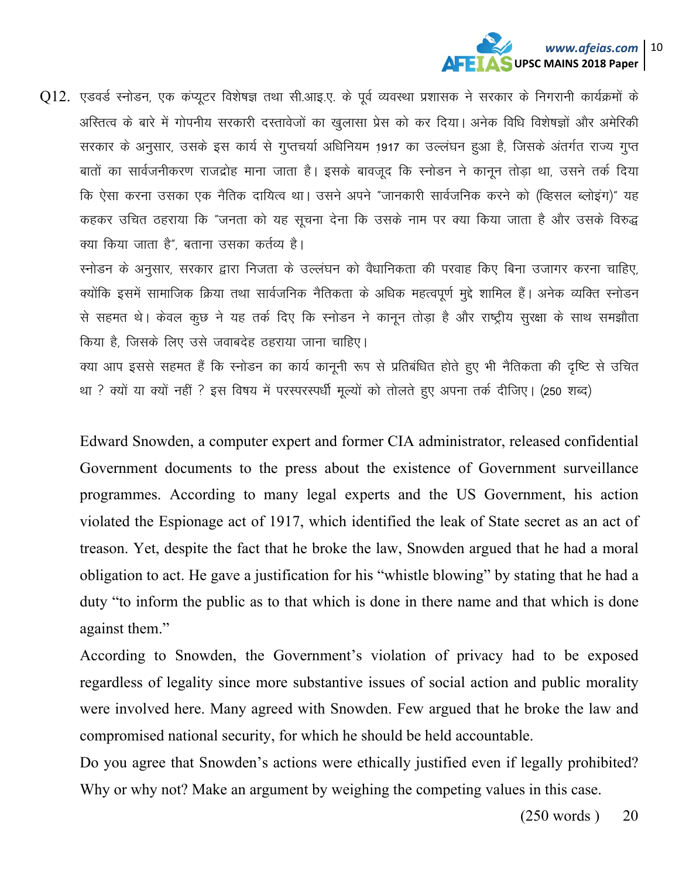Q12. एडवर्ड स्नोडन, एक कंप्यूटर विशेषज्ञ तथा सी.आइ.ए. के पूर्व व्यवस्था प्रशासक ने सरकार के निगरानी कार्यक्रमों के अस्तित्व के बारे में गोपनीय सरकारी दस्तावेजों का खुलासा प्रेस को कर दिया। अनेक विधि विशेषज्ञों और अमेरिकी सरकार के अनुसार, उसके इस कार्य से गुप्तचर्या अधिनियम 1917 का उल्लंघन हुआ है, जिसके अंतर्गत राज्य गुप्त बातों का सार्वजनीकरण राजद्रोह माना जाता है। इसके बावजूद कि स्नोडन ने कानून तोड़ा था, उसने तर्क दिया कि ऐसा करना उसका एक नैतिक दायित्व था। उसने अपने "जानकारी सार्वजनिक करने को (व्हिसल ब्लोइंग)" यह कहकर उचित ठहराया कि "जनता को यह सूचना देना कि उसके नाम पर क्या किया जाता है और उसके विरुद्ध क्या किया जाता है", बताना उसका कर्तव्य है।

स्नोडन के अनुसार, सरकार द्वारा निजता के उल्लंघन को वैधानिकता की परवाह किए बिना उजागर करना चाहिए, क्योंकि इसमें सामाजिक क्रिया तथा सार्वजनिक नैतिकता के अधिक महत्वपूर्ण मुद्दे शामिल हैं। अनेक व्यक्ति स्नोडन से सहमत थे। केवल कुछ ने यह तर्क दिए कि स्नोडन ने कानून तोड़ा है और राष्ट्रीय सुरक्षा के साथ समझौता किया है, जिसके लिए उसे जवाबदेह ठहराया जाना चाहिए।

क्या आप इससे सहमत हैं कि स्नोडन का कार्य कानूनी रूप से प्रतिबंधित होते हुए भी नैतिकता की दृष्टि से उचित था ? क्यों या क्यों नहीं ? इस विषय में परस्परस्पर्धी मूल्यों को तोलते हुए अपना तर्क दीजिए। (250 शब्द)

Edward Snowden, a computer expert and former CIA administrator, released confidential Government documents to the press about the existence of Government surveillance programmes. According to many legal experts and the US Government, his action violated the Espionage act of 1917, which identified the leak of State secret as an act of treason. Yet, despite the fact that he broke the law, Snowden argued that he had a moral obligation to act. He gave a justification for his "whistle blowing" by stating that he had a duty "to inform the public as to that which is done in there name and that which is done against them."

According to Snowden, the Government's violation of privacy had to be exposed regardless of legality since more substantive issues of social action and public morality were involved here. Many agreed with Snowden. Few argued that he broke the law and compromised national security, for which he should be held accountable.

Do you agree that Snowden's actions were ethically justified even if legally prohibited? Why or why not? Make an argument by weighing the competing values in this case.

(250 words) 20